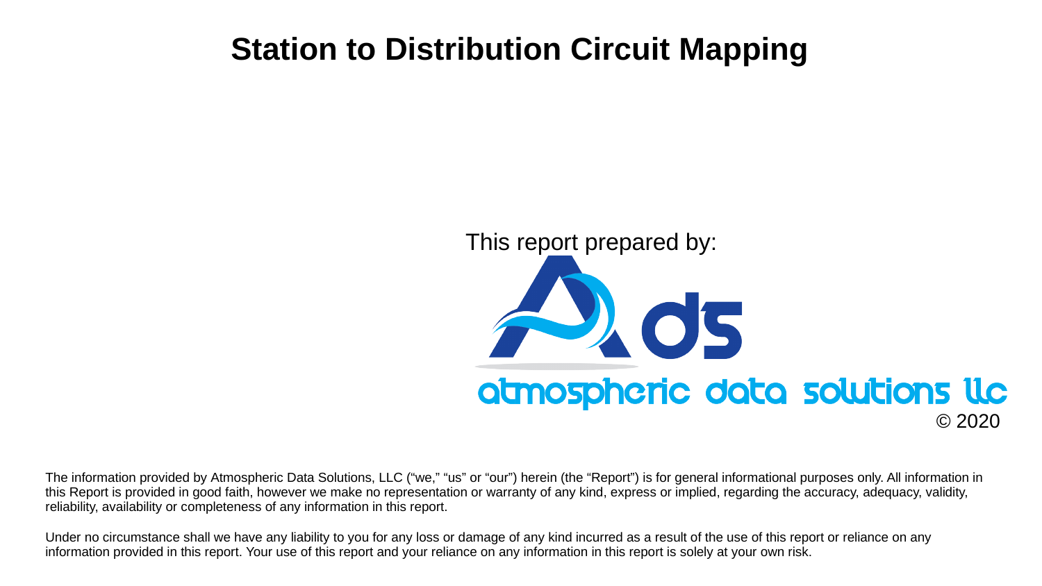# Station to Distribution Circuit Mapping

This report prepared by:

atmospheric data solutions llc

© 2020

The information provided by Atmospheric Data Solutions, LLC ("we," "us" or "our") herein (the "Report") is for general informational purposes only. All information in this Report is provided in good faith, however we make no representation or warranty of any kind, express or implied, regarding the accuracy, adequacy, validity, reliability, availability or completeness of any information in this report.

Under no circumstance shall we have any liability to you for any loss or damage of any kind incurred as a result of the use of this report or reliance on any information provided in this report. Your use of this report and your reliance on any information in this report is solely at your own risk.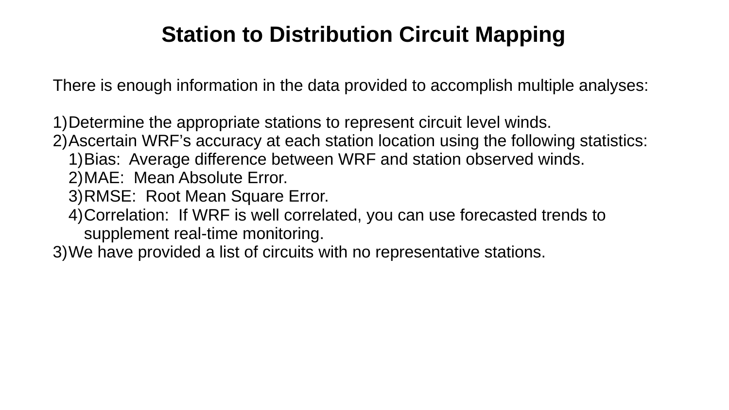# Station to Distribution Circuit Mapping

There is enough information in the data provided to accomplish multiple analyses:

1) Determine the appropriate stations to represent circuit level winds.
2) Ascertain WRF's accuracy at each station location using the following statistics:
   1) Bias:  Average difference between WRF and station observed winds.
   2) MAE:  Mean Absolute Error.
   3) RMSE:  Root Mean Square Error.
   4) Correlation:  If WRF is well correlated, you can use forecasted trends to supplement real-time monitoring.
3) We have provided a list of circuits with no representative stations.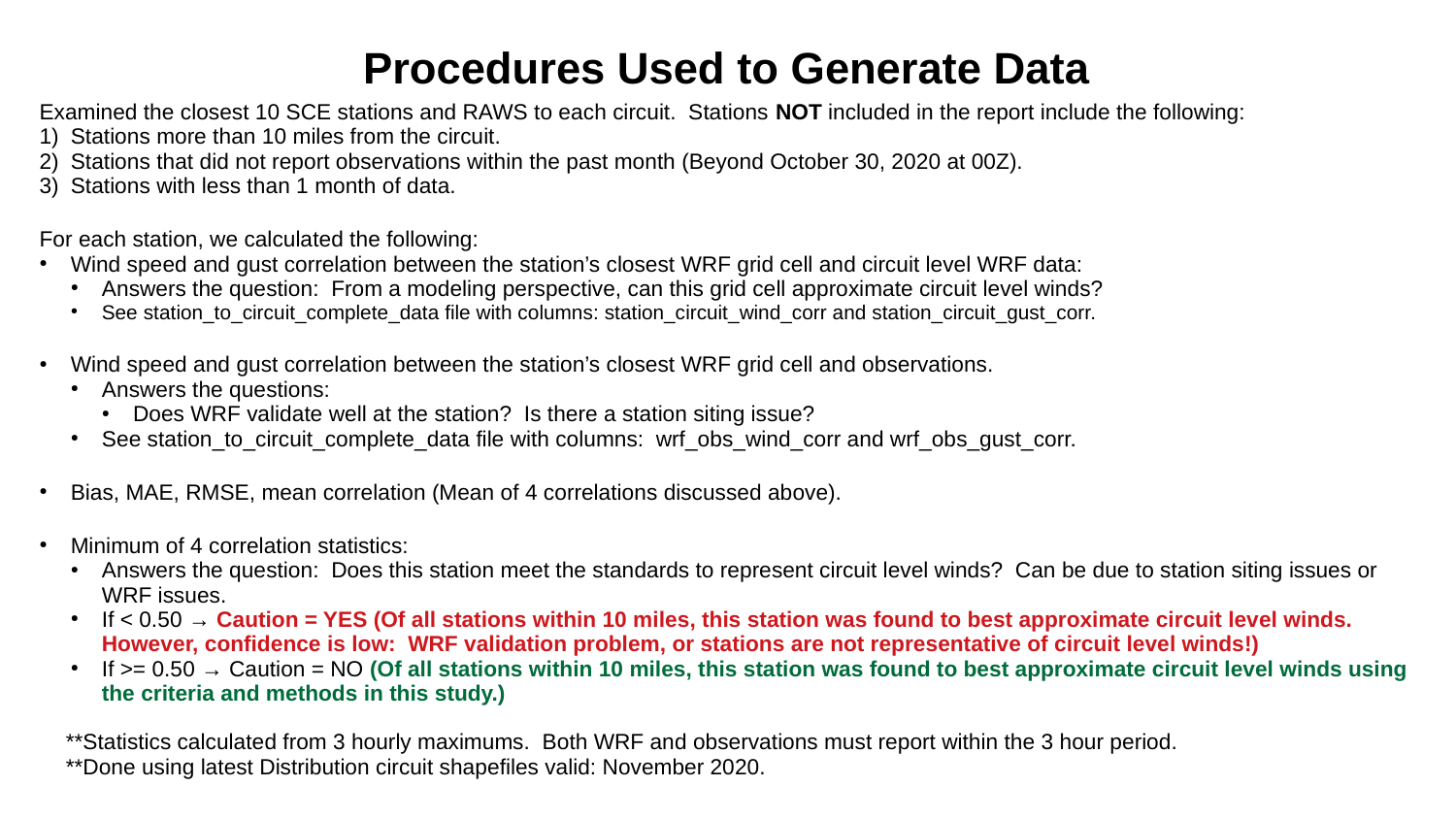# Procedures Used to Generate Data

Examined the closest 10 SCE stations and RAWS to each circuit. Stations **NOT** included in the report include the following:

1) Stations more than 10 miles from the circuit.
2) Stations that did not report observations within the past month (Beyond October 30, 2020 at 00Z).
3) Stations with less than 1 month of data.

For each station, we calculated the following:

- Wind speed and gust correlation between the station's closest WRF grid cell and circuit level WRF data:
  - Answers the question: From a modeling perspective, can this grid cell approximate circuit level winds?
  - See station_to_circuit_complete_data file with columns: station_circuit_wind_corr and station_circuit_gust_corr.

- Wind speed and gust correlation between the station's closest WRF grid cell and observations.
  - Answers the questions:
    - Does WRF validate well at the station? Is there a station siting issue?
  - See station_to_circuit_complete_data file with columns: wrf_obs_wind_corr and wrf_obs_gust_corr.

- Bias, MAE, RMSE, mean correlation (Mean of 4 correlations discussed above).

- Minimum of 4 correlation statistics:
  - Answers the question: Does this station meet the standards to represent circuit level winds? Can be due to station siting issues or WRF issues.
  - If < 0.50 → **Caution = YES (Of all stations within 10 miles, this station was found to best approximate circuit level winds. However, confidence is low: WRF validation problem, or stations are not representative of circuit level winds!)**
  - If >= 0.50 → Caution = NO **(Of all stations within 10 miles, this station was found to best approximate circuit level winds using the criteria and methods in this study.)**

**Statistics calculated from 3 hourly maximums. Both WRF and observations must report within the 3 hour period.
**Done using latest Distribution circuit shapefiles valid: November 2020.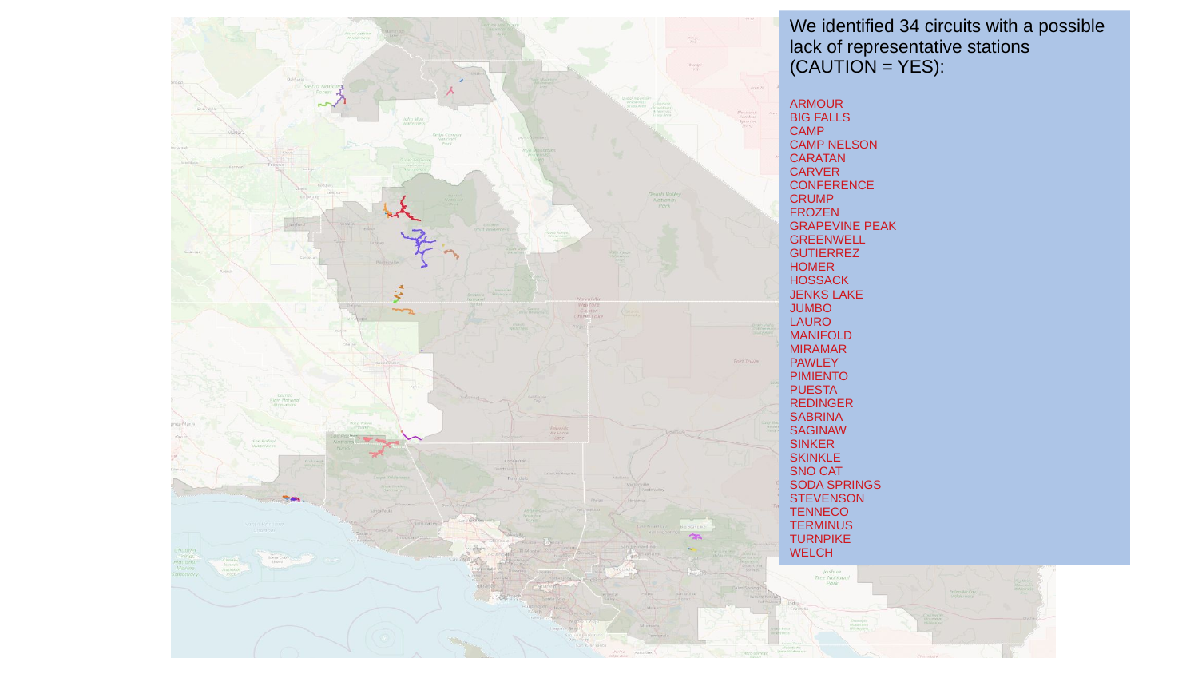We identified 34 circuits with a possible lack of representative stations (CAUTION = YES):

ARMOUR
BIG FALLS
CAMP
CAMP NELSON
CARATAN
CARVER
CONFERENCE
CRUMP
FROZEN
GRAPEVINE PEAK
GREENWELL
GUTIERREZ
HOMER
HOSSACK
JENKS LAKE
JUMBO
LAURO
MANIFOLD
MIRAMAR
PAWLEY
PIMIENTO
PUESTA
REDINGER
SABRINA
SAGINAW
SINKER
SKINKLE
SNO CAT
SODA SPRINGS
STEVENSON
TENNECO
TERMINUS
TURNPIKE
WELCH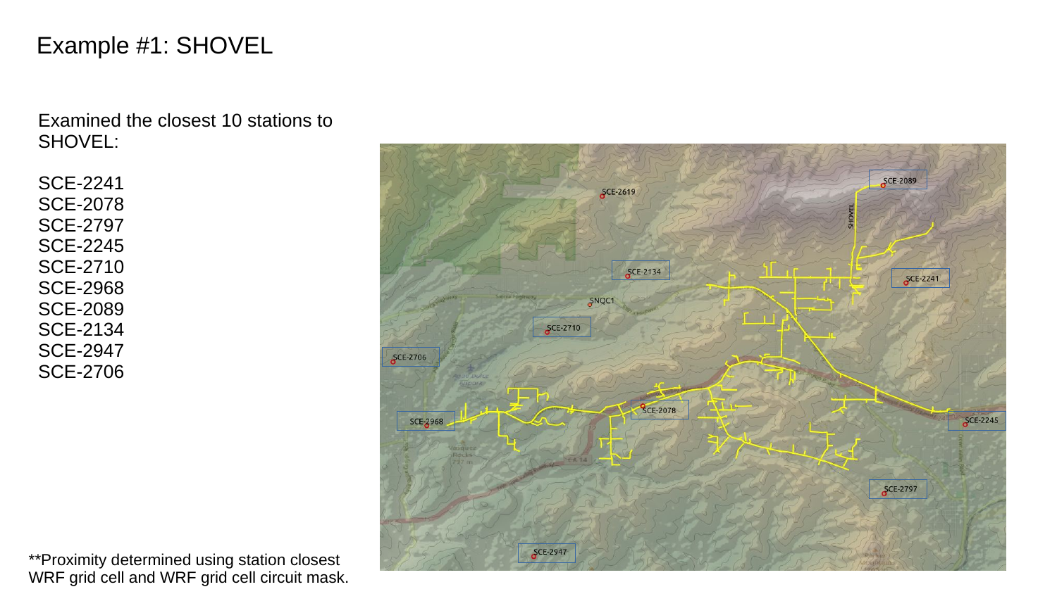# Example #1: SHOVEL

Examined the closest 10 stations to SHOVEL:

SCE-2241
SCE-2078
SCE-2797
SCE-2245
SCE-2710
SCE-2968
SCE-2089
SCE-2134
SCE-2947
SCE-2706

**Proximity determined using station closest WRF grid cell and WRF grid cell circuit mask.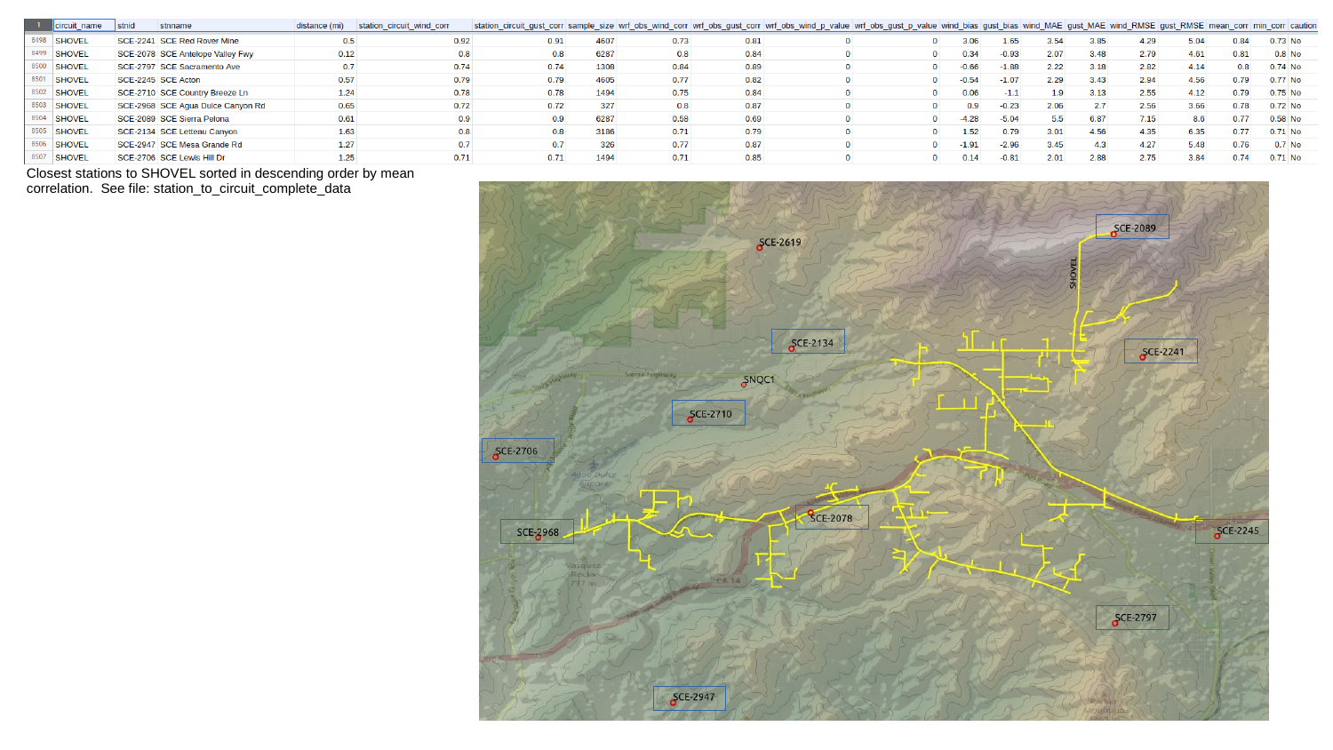| 1 | circuit_name | stnid | stnname | distance (mi) | station_circuit_wind_corr | station_circuit_gust_corr | sample_size | wrf_obs_wind_corr | wrf_obs_gust_corr | wrf_obs_wind_p_value | wrf_obs_gust_p_value | wind_bias | gust_bias | wind_MAE | gust_MAE | wind_RMSE | gust_RMSE | mean_corr | min_corr | caution |
|---|---|---|---|---|---|---|---|---|---|---|---|---|---|---|---|---|---|---|---|---|
| 8498 | SHOVEL | SCE-2241 | SCE Red Rover Mine | 0.5 | 0.92 | 0.91 | 4607 | 0.73 | 0.81 | 0 | 0 | 3.06 | 1.65 | 3.54 | 3.85 | 4.29 | 5.04 | 0.84 | 0.73 | No |
| 8499 | SHOVEL | SCE-2078 | SCE Antelope Valley Fwy | 0.12 | 0.8 | 0.8 | 6287 | 0.8 | 0.84 | 0 | 0 | 0.34 | -0.93 | 2.07 | 3.48 | 2.79 | 4.61 | 0.81 | 0.8 | No |
| 8500 | SHOVEL | SCE-2797 | SCE Sacramento Ave | 0.7 | 0.74 | 0.74 | 1308 | 0.84 | 0.89 | 0 | 0 | -0.66 | -1.88 | 2.22 | 3.18 | 2.82 | 4.14 | 0.8 | 0.74 | No |
| 8501 | SHOVEL | SCE-2245 | SCE Acton | 0.57 | 0.79 | 0.79 | 4605 | 0.77 | 0.82 | 0 | 0 | -0.54 | -1.07 | 2.29 | 3.43 | 2.94 | 4.56 | 0.79 | 0.77 | No |
| 8502 | SHOVEL | SCE-2710 | SCE Country Breeze Ln | 1.24 | 0.78 | 0.78 | 1494 | 0.75 | 0.84 | 0 | 0 | 0.06 | -1.1 | 1.9 | 3.13 | 2.55 | 4.12 | 0.79 | 0.75 | No |
| 8503 | SHOVEL | SCE-2968 | SCE Agua Dulce Canyon Rd | 0.65 | 0.72 | 0.72 | 327 | 0.8 | 0.87 | 0 | 0 | 0.9 | -0.23 | 2.06 | 2.7 | 2.56 | 3.66 | 0.78 | 0.72 | No |
| 8504 | SHOVEL | SCE-2089 | SCE Sierra Pelona | 0.61 | 0.9 | 0.9 | 6287 | 0.58 | 0.69 | 0 | 0 | -4.28 | -5.04 | 5.5 | 6.87 | 7.15 | 8.6 | 0.77 | 0.58 | No |
| 8505 | SHOVEL | SCE-2134 | SCE Letteau Canyon | 1.63 | 0.8 | 0.8 | 3186 | 0.71 | 0.79 | 0 | 0 | 1.52 | 0.79 | 3.01 | 4.56 | 4.35 | 6.35 | 0.77 | 0.71 | No |
| 8506 | SHOVEL | SCE-2947 | SCE Mesa Grande Rd | 1.27 | 0.7 | 0.7 | 326 | 0.77 | 0.87 | 0 | 0 | -1.91 | -2.96 | 3.45 | 4.3 | 4.27 | 5.48 | 0.76 | 0.7 | No |
| 8507 | SHOVEL | SCE-2706 | SCE Lewis Hill Dr | 1.25 | 0.71 | 0.71 | 1494 | 0.71 | 0.85 | 0 | 0 | 0.14 | -0.81 | 2.01 | 2.88 | 2.75 | 3.84 | 0.74 | 0.71 | No |

Closest stations to SHOVEL sorted in descending order by mean correlation. See file: station_to_circuit_complete_data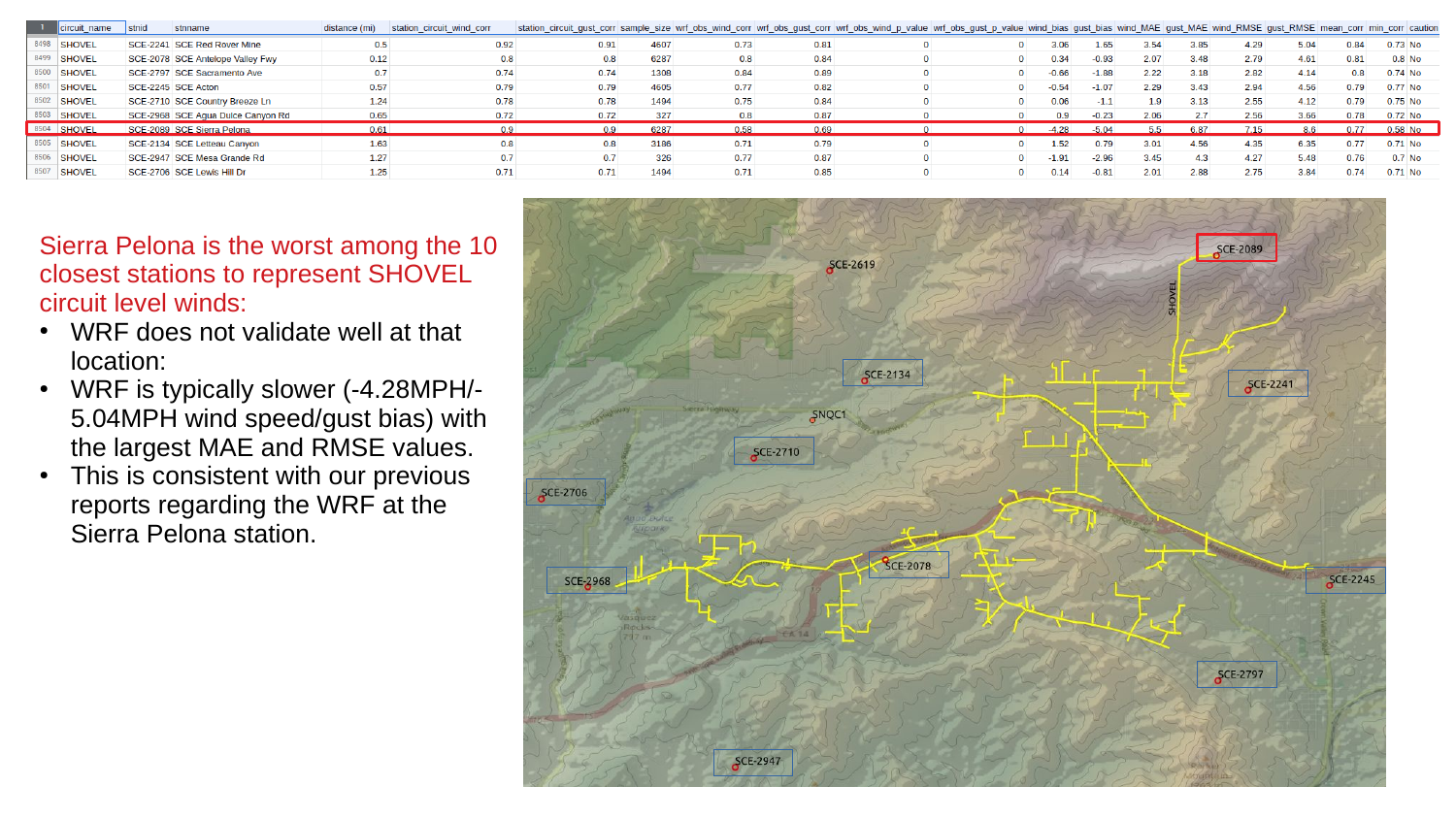| | circuit_name | stnid | stnname | distance (mi) | station_circuit_wind_corr | station_circuit_gust_corr | sample_size | wrf_obs_wind_corr | wrf_obs_gust_corr | wrf_obs_wind_p_value | wrf_obs_gust_p_value | wind_bias | gust_bias | wind_MAE | gust_MAE | wind_RMSE | gust_RMSE | mean_corr | min_corr | caution |
|---|---|---|---|---|---|---|---|---|---|---|---|---|---|---|---|---|---|---|---|---|
| 8498 | SHOVEL | SCE-2241 | SCE Red Rover Mine | 0.5 | 0.92 | 0.91 | 4607 | 0.73 | 0.81 | 0 | 0 | 3.06 | 1.65 | 3.54 | 3.85 | 4.29 | 5.04 | 0.84 | 0.73 | No |
| 8499 | SHOVEL | SCE-2078 | SCE Antelope Valley Fwy | 0.12 | 0.8 | 0.8 | 6287 | 0.8 | 0.84 | 0 | 0 | 0.34 | -0.93 | 2.07 | 3.48 | 2.79 | 4.61 | 0.81 | 0.8 | No |
| 8500 | SHOVEL | SCE-2797 | SCE Sacramento Ave | 0.7 | 0.74 | 0.74 | 1308 | 0.84 | 0.89 | 0 | 0 | -0.66 | -1.88 | 2.22 | 3.18 | 2.82 | 4.14 | 0.8 | 0.74 | No |
| 8501 | SHOVEL | SCE-2245 | SCE Acton | 0.57 | 0.79 | 0.79 | 4605 | 0.77 | 0.82 | 0 | 0 | -0.54 | -1.07 | 2.29 | 3.43 | 2.94 | 4.56 | 0.79 | 0.77 | No |
| 8502 | SHOVEL | SCE-2710 | SCE Country Breeze Ln | 1.24 | 0.78 | 0.78 | 1494 | 0.75 | 0.84 | 0 | 0 | 0.06 | -1.1 | 1.9 | 3.13 | 2.55 | 4.12 | 0.79 | 0.75 | No |
| 8503 | SHOVEL | SCE-2968 | SCE Agua Dulce Canyon Rd | 0.65 | 0.72 | 0.72 | 327 | 0.8 | 0.87 | 0 | 0 | 0.9 | -0.23 | 2.06 | 2.7 | 2.56 | 3.66 | 0.78 | 0.72 | No |
| 8504 | SHOVEL | SCE-2089 | SCE Sierra Pelona | 0.61 | 0.9 | 0.9 | 6287 | 0.58 | 0.69 | 0 | 0 | -4.28 | -5.04 | 5.5 | 6.87 | 7.15 | 8.6 | 0.77 | 0.58 | No |
| 8505 | SHOVEL | SCE-2134 | SCE Letteau Canyon | 1.63 | 0.8 | 0.8 | 3186 | 0.71 | 0.79 | 0 | 0 | 1.52 | 0.79 | 3.01 | 4.56 | 4.35 | 6.35 | 0.77 | 0.71 | No |
| 8506 | SHOVEL | SCE-2947 | SCE Mesa Grande Rd | 1.27 | 0.7 | 0.7 | 326 | 0.77 | 0.87 | 0 | 0 | -1.91 | -2.96 | 3.45 | 4.3 | 4.27 | 5.48 | 0.76 | 0.7 | No |
| 8507 | SHOVEL | SCE-2706 | SCE Lewis Hill Dr | 1.25 | 0.71 | 0.71 | 1494 | 0.71 | 0.85 | 0 | 0 | 0.14 | -0.81 | 2.01 | 2.88 | 2.75 | 3.84 | 0.74 | 0.71 | No |

Sierra Pelona is the worst among the 10 closest stations to represent SHOVEL circuit level winds:

- WRF does not validate well at that location:
- WRF is typically slower (-4.28MPH/-5.04MPH wind speed/gust bias) with the largest MAE and RMSE values.
- This is consistent with our previous reports regarding the WRF at the Sierra Pelona station.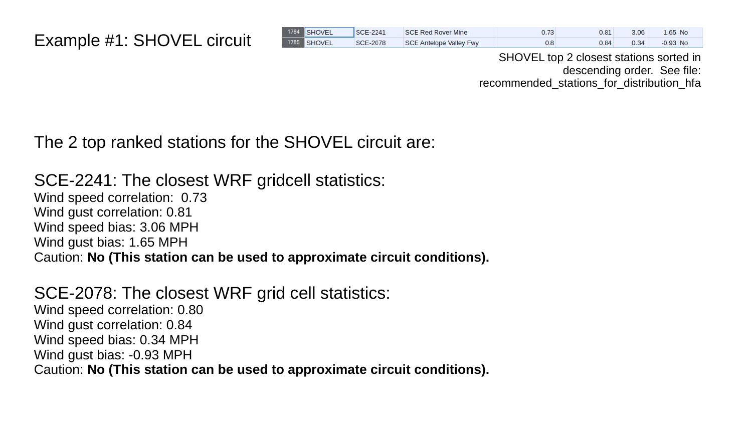# Example #1: SHOVEL circuit

| | | | | | | | | |
|---|---|---|---|---|---|---|---|---|
| 1784 | SHOVEL | SCE-2241 | SCE Red Rover Mine | 0.73 | 0.81 | 3.06 | 1.65 | No |
| 1785 | SHOVEL | SCE-2078 | SCE Antelope Valley Fwy | 0.8 | 0.84 | 0.34 | -0.93 | No |

SHOVEL top 2 closest stations sorted in descending order. See file: recommended_stations_for_distribution_hfa

The 2 top ranked stations for the SHOVEL circuit are:

## SCE-2241: The closest WRF gridcell statistics:

Wind speed correlation: 0.73
Wind gust correlation: 0.81
Wind speed bias: 3.06 MPH
Wind gust bias: 1.65 MPH
Caution: **No (This station can be used to approximate circuit conditions).**

## SCE-2078: The closest WRF grid cell statistics:

Wind speed correlation: 0.80
Wind gust correlation: 0.84
Wind speed bias: 0.34 MPH
Wind gust bias: -0.93 MPH
Caution: **No (This station can be used to approximate circuit conditions).**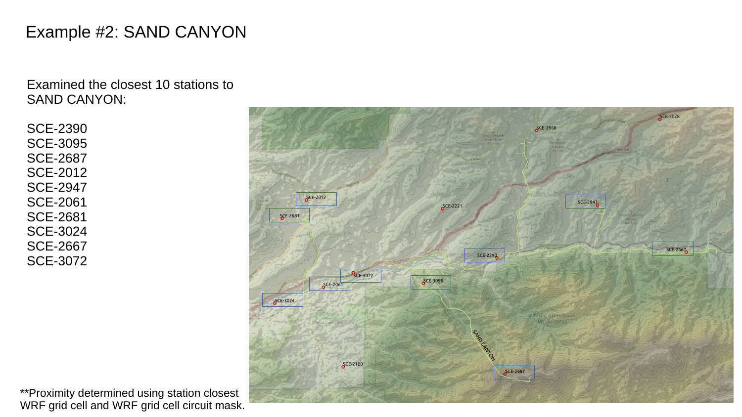# Example #2: SAND CANYON

Examined the closest 10 stations to SAND CANYON:

SCE-2390
SCE-3095
SCE-2687
SCE-2012
SCE-2947
SCE-2061
SCE-2681
SCE-3024
SCE-2667
SCE-3072

**Proximity determined using station closest WRF grid cell and WRF grid cell circuit mask.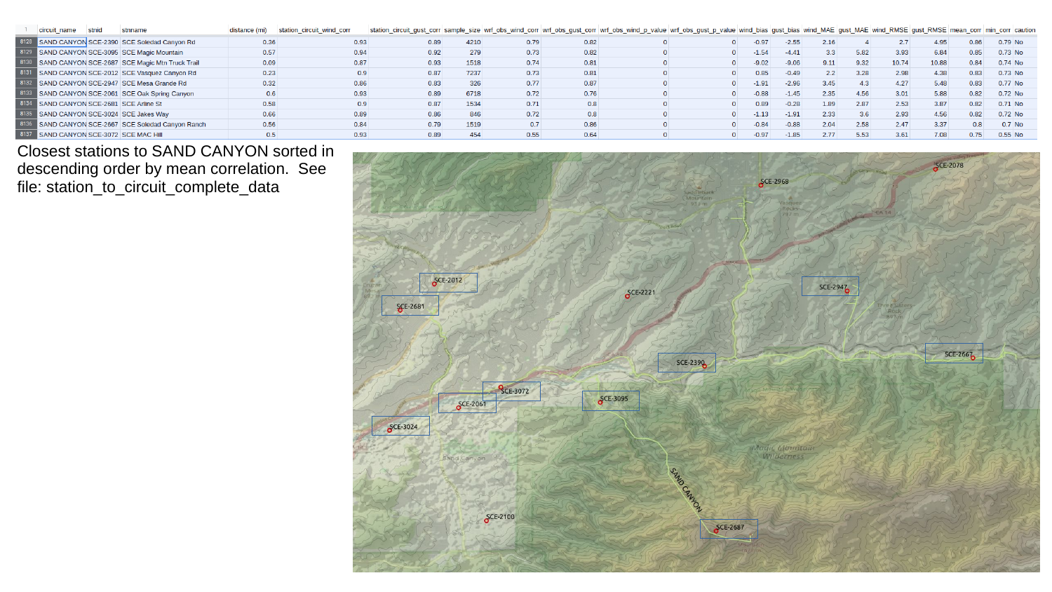| | circuit_name | stnid | stnname | distance (mi) | station_circuit_wind_corr | station_circuit_gust_corr | sample_size | wrf_obs_wind_corr | wrf_obs_gust_corr | wrf_obs_wind_p_value | wrf_obs_gust_p_value | wind_bias | gust_bias | wind_MAE | gust_MAE | wind_RMSE | gust_RMSE | mean_corr | min_corr | caution |
|---|---|---|---|---|---|---|---|---|---|---|---|---|---|---|---|---|---|---|---|---|
| 8128 | SAND CANYON | SCE-2390 | SCE Soledad Canyon Rd | 0.36 | 0.93 | 0.89 | 4210 | 0.79 | 0.82 | 0 | 0 | -0.97 | -2.55 | 2.16 | 4 | 2.7 | 4.95 | 0.86 | 0.79 | No |
| 8129 | SAND CANYON | SCE-3095 | SCE Magic Mountain | 0.57 | 0.94 | 0.92 | 279 | 0.73 | 0.82 | 0 | 0 | -1.54 | -4.41 | 3.3 | 5.82 | 3.93 | 6.84 | 0.85 | 0.73 | No |
| 8130 | SAND CANYON | SCE-2687 | SCE Magic Mtn Truck Trail | 0.09 | 0.87 | 0.93 | 1518 | 0.74 | 0.81 | 0 | 0 | -9.02 | -9.06 | 9.11 | 9.32 | 10.74 | 10.88 | 0.84 | 0.74 | No |
| 8131 | SAND CANYON | SCE-2012 | SCE Vasquez Canyon Rd | 0.23 | 0.9 | 0.87 | 7237 | 0.73 | 0.81 | 0 | 0 | 0.85 | -0.49 | 2.2 | 3.28 | 2.98 | 4.38 | 0.83 | 0.73 | No |
| 8132 | SAND CANYON | SCE-2947 | SCE Mesa Grande Rd | 0.32 | 0.86 | 0.83 | 326 | 0.77 | 0.87 | 0 | 0 | -1.91 | -2.96 | 3.45 | 4.3 | 4.27 | 5.48 | 0.83 | 0.77 | No |
| 8133 | SAND CANYON | SCE-2061 | SCE Oak Spring Canyon | 0.6 | 0.93 | 0.89 | 6718 | 0.72 | 0.76 | 0 | 0 | -0.88 | -1.45 | 2.35 | 4.56 | 3.01 | 5.88 | 0.82 | 0.72 | No |
| 8134 | SAND CANYON | SCE-2681 | SCE Arline St | 0.58 | 0.9 | 0.87 | 1534 | 0.71 | 0.8 | 0 | 0 | 0.89 | -0.28 | 1.89 | 2.87 | 2.53 | 3.87 | 0.82 | 0.71 | No |
| 8135 | SAND CANYON | SCE-3024 | SCE Jakes Way | 0.66 | 0.89 | 0.86 | 846 | 0.72 | 0.8 | 0 | 0 | -1.13 | -1.91 | 2.33 | 3.6 | 2.93 | 4.56 | 0.82 | 0.72 | No |
| 8136 | SAND CANYON | SCE-2667 | SCE Soledad Canyon Ranch | 0.56 | 0.84 | 0.79 | 1519 | 0.7 | 0.86 | 0 | 0 | -0.84 | -0.88 | 2.04 | 2.58 | 2.47 | 3.37 | 0.8 | 0.7 | No |
| 8137 | SAND CANYON | SCE-3072 | SCE MAC Hill | 0.5 | 0.93 | 0.89 | 454 | 0.55 | 0.64 | 0 | 0 | -0.97 | -1.85 | 2.77 | 5.53 | 3.61 | 7.08 | 0.75 | 0.55 | No |

Closest stations to SAND CANYON sorted in descending order by mean correlation. See file: station_to_circuit_complete_data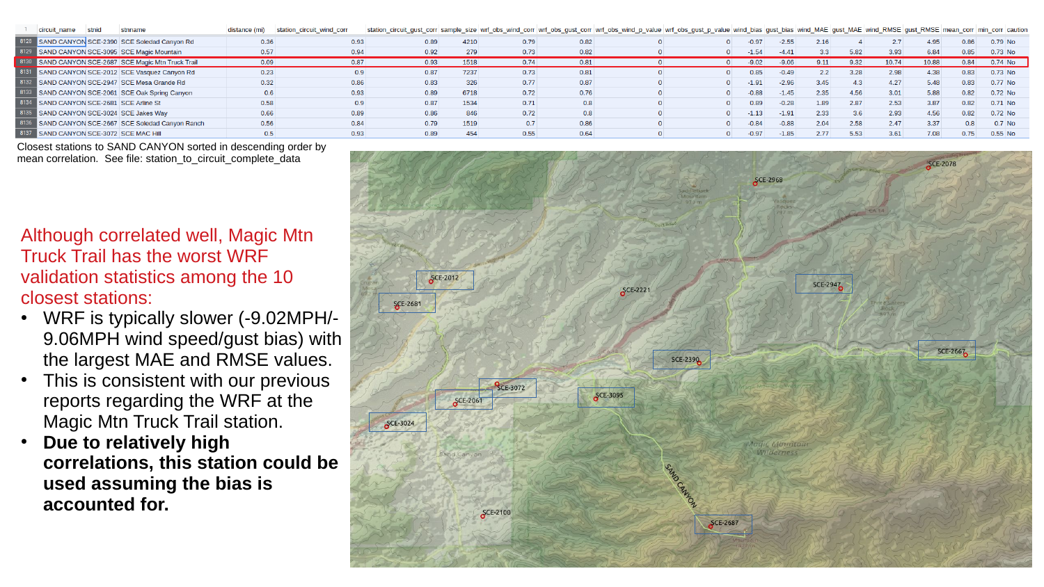| | circuit_name | stnid | stnname | distance (mi) | station_circuit_wind_corr | station_circuit_gust_corr | sample_size | wrf_obs_wind_corr | wrf_obs_gust_corr | wrf_obs_wind_p_value | wrf_obs_gust_p_value | wind_bias | gust_bias | wind_MAE | gust_MAE | wind_RMSE | gust_RMSE | mean_corr | min_corr | caution |
|---|---|---|---|---|---|---|---|---|---|---|---|---|---|---|---|---|---|---|---|---|
| 8128 | SAND CANYON | SCE-2390 | SCE Soledad Canyon Rd | 0.36 | 0.93 | 0.89 | 4210 | 0.79 | 0.82 | 0 | 0 | -0.97 | -2.55 | 2.16 | 4 | 2.7 | 4.95 | 0.86 | 0.79 | No |
| 8129 | SAND CANYON | SCE-3095 | SCE Magic Mountain | 0.57 | 0.94 | 0.92 | 279 | 0.73 | 0.82 | 0 | 0 | -1.54 | -4.41 | 3.3 | 5.82 | 3.93 | 6.84 | 0.85 | 0.73 | No |
| 8130 | SAND CANYON | SCE-2687 | SCE Magic Mtn Truck Trail | 0.09 | 0.87 | 0.93 | 1518 | 0.74 | 0.81 | 0 | 0 | -9.02 | -9.06 | 9.11 | 9.32 | 10.74 | 10.88 | 0.84 | 0.74 | No |
| 8131 | SAND CANYON | SCE-2012 | SCE Vasquez Canyon Rd | 0.23 | 0.9 | 0.87 | 7237 | 0.73 | 0.81 | 0 | 0 | 0.85 | -0.49 | 2.2 | 3.28 | 2.98 | 4.38 | 0.83 | 0.73 | No |
| 8132 | SAND CANYON | SCE-2947 | SCE Mesa Grande Rd | 0.32 | 0.86 | 0.83 | 326 | 0.77 | 0.87 | 0 | 0 | -1.91 | -2.96 | 3.45 | 4.3 | 4.27 | 5.48 | 0.83 | 0.77 | No |
| 8133 | SAND CANYON | SCE-2061 | SCE Oak Spring Canyon | 0.6 | 0.93 | 0.89 | 6718 | 0.72 | 0.76 | 0 | 0 | -0.88 | -1.45 | 2.35 | 4.56 | 3.01 | 5.88 | 0.82 | 0.72 | No |
| 8134 | SAND CANYON | SCE-2681 | SCE Arline St | 0.58 | 0.9 | 0.87 | 1534 | 0.71 | 0.8 | 0 | 0 | 0.89 | -0.28 | 1.89 | 2.87 | 2.53 | 3.87 | 0.82 | 0.71 | No |
| 8135 | SAND CANYON | SCE-3024 | SCE Jakes Way | 0.66 | 0.89 | 0.86 | 846 | 0.72 | 0.8 | 0 | 0 | -1.13 | -1.91 | 2.33 | 3.6 | 2.93 | 4.56 | 0.82 | 0.72 | No |
| 8136 | SAND CANYON | SCE-2667 | SCE Soledad Canyon Ranch | 0.56 | 0.84 | 0.79 | 1519 | 0.7 | 0.86 | 0 | 0 | -0.84 | -0.88 | 2.04 | 2.58 | 2.47 | 3.37 | 0.8 | 0.7 | No |
| 8137 | SAND CANYON | SCE-3072 | SCE MAC Hill | 0.5 | 0.93 | 0.89 | 454 | 0.55 | 0.64 | 0 | 0 | -0.97 | -1.85 | 2.77 | 5.53 | 3.61 | 7.08 | 0.75 | 0.55 | No |

Closest stations to SAND CANYON sorted in descending order by mean correlation. See file: station_to_circuit_complete_data

Although correlated well, Magic Mtn Truck Trail has the worst WRF validation statistics among the 10 closest stations:

- WRF is typically slower (-9.02MPH/-9.06MPH wind speed/gust bias) with the largest MAE and RMSE values.
- This is consistent with our previous reports regarding the WRF at the Magic Mtn Truck Trail station.
- **Due to relatively high correlations, this station could be used assuming the bias is accounted for.**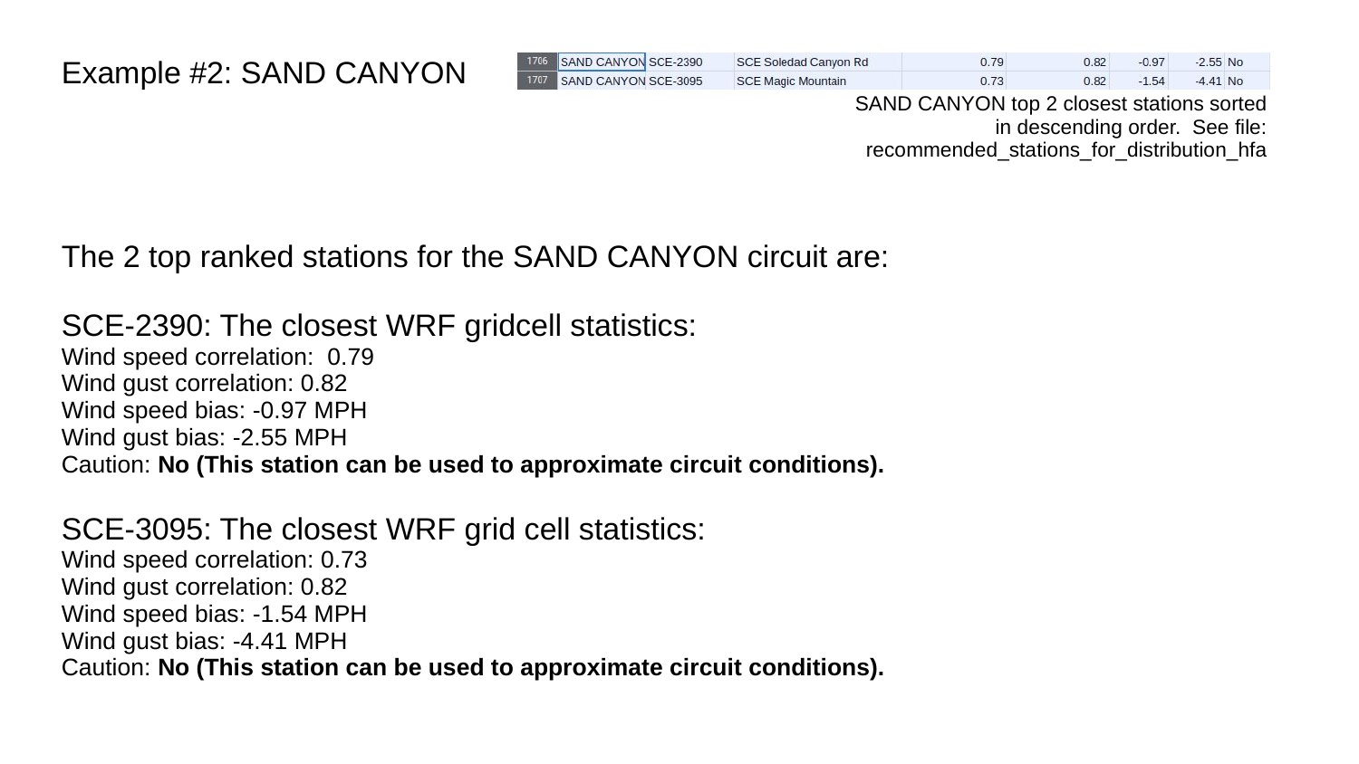# Example #2: SAND CANYON

| | | | | | | | | |
|---|---|---|---|---|---|---|---|---|
| 1706 | SAND CANYON | SCE-2390 | SCE Soledad Canyon Rd | 0.79 | 0.82 | -0.97 | -2.55 | No |
| 1707 | SAND CANYON | SCE-3095 | SCE Magic Mountain | 0.73 | 0.82 | -1.54 | -4.41 | No |

SAND CANYON top 2 closest stations sorted in descending order. See file: recommended_stations_for_distribution_hfa

The 2 top ranked stations for the SAND CANYON circuit are:

SCE-2390: The closest WRF gridcell statistics:
Wind speed correlation: 0.79
Wind gust correlation: 0.82
Wind speed bias: -0.97 MPH
Wind gust bias: -2.55 MPH
Caution: **No (This station can be used to approximate circuit conditions).**

SCE-3095: The closest WRF grid cell statistics:
Wind speed correlation: 0.73
Wind gust correlation: 0.82
Wind speed bias: -1.54 MPH
Wind gust bias: -4.41 MPH
Caution: **No (This station can be used to approximate circuit conditions).**